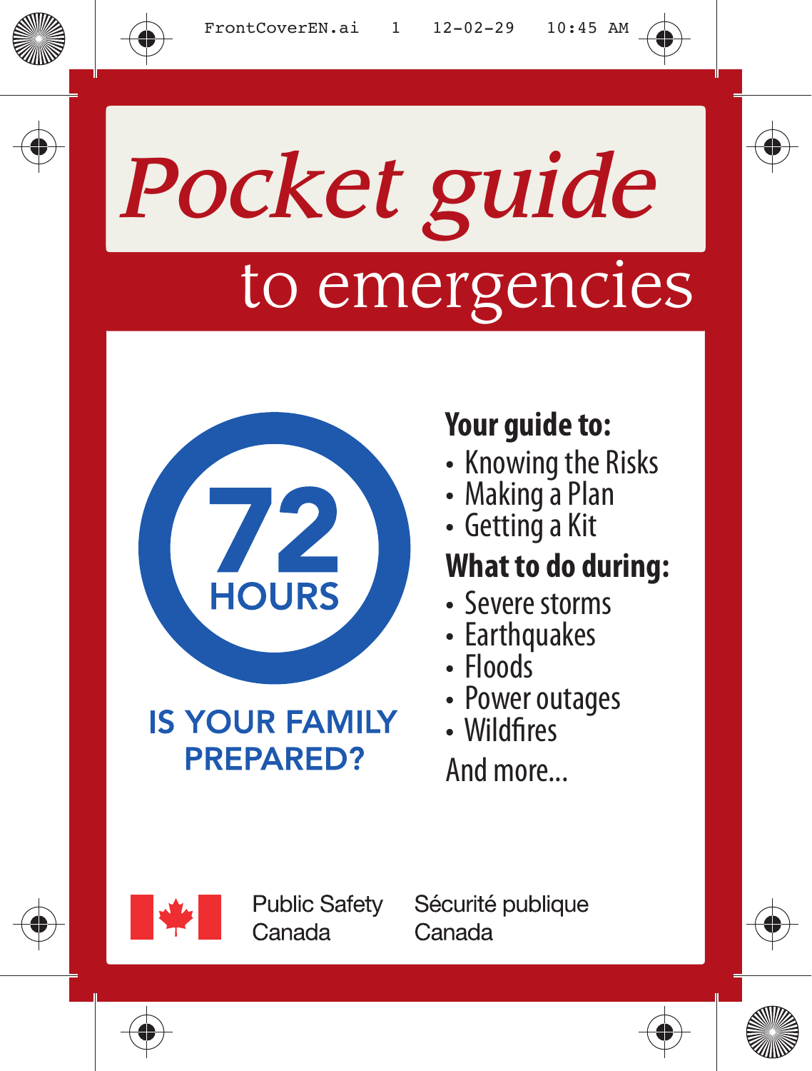# Pocket guide

## to emergencies

72 HOURS

IS YOUR FAMILY PREPARED?

**Your guide to:**

- Knowing the Risks
- Making a Plan
- Getting a Kit

**What to do during:**

- Severe storms
- Earthquakes
- Floods
- Power outages
- Wildfires

And more...

Public Safety Canada — Sécurité publique Canada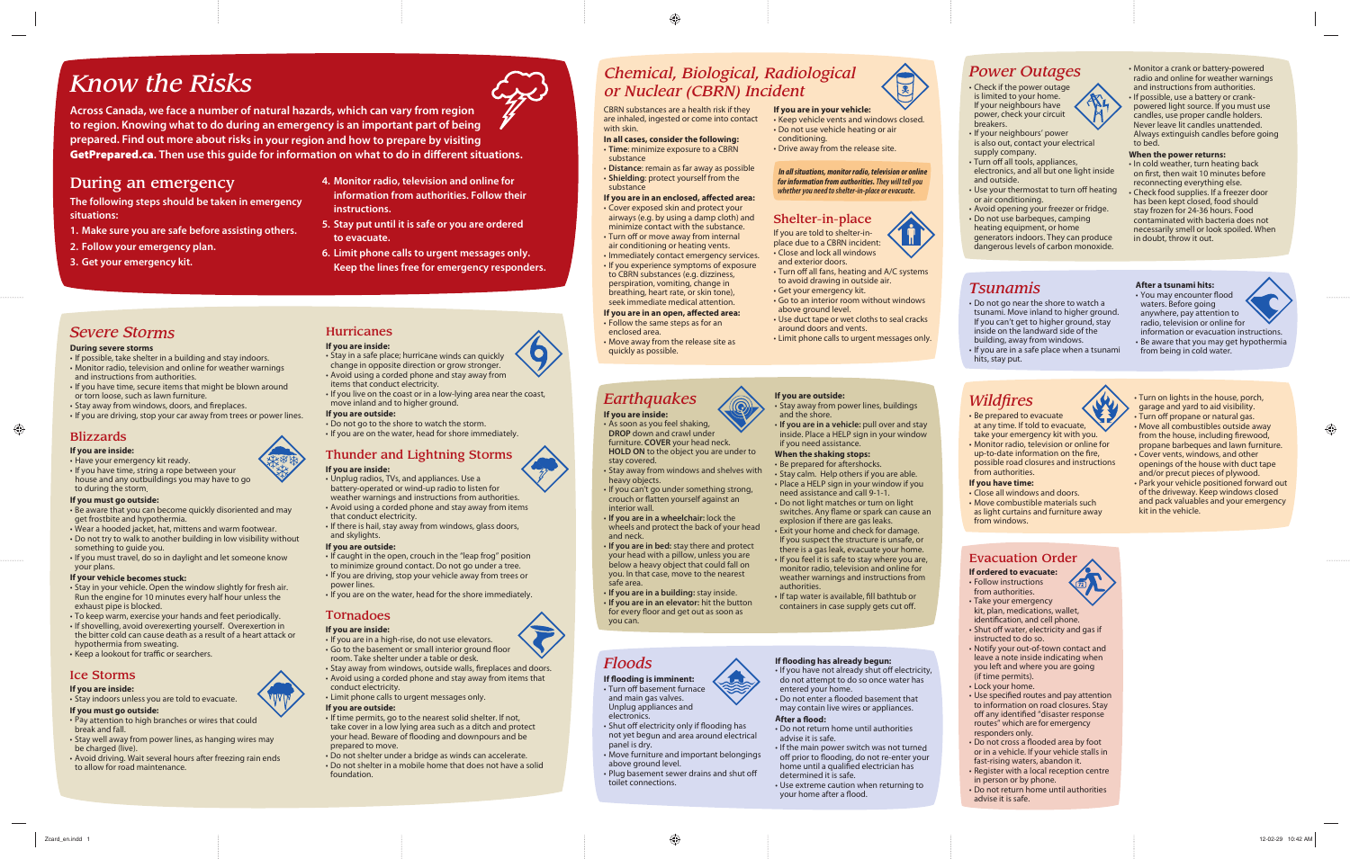# Know the Risks

**Across Canada, we face a number of natural hazards, which can vary from region to region. Knowing what to do during an emergency is an important part of being prepared. Find out more about risks in your region and how to prepare by visiting GetPrepared.ca. Then use this guide for information on what to do in different situations.**

## During an emergency

**The following steps should be taken in emergency situations:**

1. **Make sure you are safe before assisting others.**
2. **Follow your emergency plan.**
3. **Get your emergency kit.**
4. **Monitor radio, television and online for information from authorities. Follow their instructions.**
5. **Stay put until it is safe or you are ordered to evacuate.**
6. **Limit phone calls to urgent messages only. Keep the lines free for emergency responders.**

## Severe Storms

**During severe storms**

- If possible, take shelter in a building and stay indoors.
- Monitor radio, television and online for weather warnings and instructions from authorities.
- If you have time, secure items that might be blown around or torn loose, such as lawn furniture.
- Stay away from windows, doors, and fireplaces.
- If you are driving, stop your car away from trees or power lines.

## Blizzards

**If you are inside:**

- Have your emergency kit ready.
- If you have time, string a rope between your house and any outbuildings you may have to go to during the storm.

**If you must go outside:**

- Be aware that you can become quickly disoriented and may get frostbite and hypothermia.
- Wear a hooded jacket, hat, mittens and warm footwear.
- Do not try to walk to another building in low visibility without something to guide you.
- If you must travel, do so in daylight and let someone know your plans.

**If your vehicle becomes stuck:**

- Stay in your vehicle. Open the window slightly for fresh air. Run the engine for 10 minutes every half hour unless the exhaust pipe is blocked.
- To keep warm, exercise your hands and feet periodically.
- If shovelling, avoid overexerting yourself. Overexertion in the bitter cold can cause death as a result of a heart attack or hypothermia from sweating.
- Keep a lookout for traffic or searchers.

## Ice Storms

**If you are inside:**

- Stay indoors unless you are told to evacuate.

**If you must go outside:**

- Pay attention to high branches or wires that could break and fall.
- Stay well away from power lines, as hanging wires may be charged (live).
- Avoid driving. Wait several hours after freezing rain ends to allow for road maintenance.

## Hurricanes

**If you are inside:**

- Stay in a safe place; hurricane winds can quickly change in opposite direction or grow stronger.
- Avoid using a corded phone and stay away from items that conduct electricity.
- If you live on the coast or in a low-lying area near the coast, move inland and to higher ground.

**If you are outside:**

- Do not go to the shore to watch the storm.
- If you are on the water, head for shore immediately.

## Thunder and Lightning Storms

**If you are inside:**

- Unplug radios, TVs, and appliances. Use a battery-operated or wind-up radio to listen for weather warnings and instructions from authorities.
- Avoid using a corded phone and stay away from items that conduct electricity.
- If there is hail, stay away from windows, glass doors, and skylights.

**If you are outside:**

- If caught in the open, crouch in the "leap frog" position to minimize ground contact. Do not go under a tree.
- If you are driving, stop your vehicle away from trees or power lines.
- If you are on the water, head for the shore immediately.

## Tornadoes

**If you are inside:**

- If you are in a high-rise, do not use elevators.
- Go to the basement or small interior ground floor room. Take shelter under a table or desk.
- Stay away from windows, outside walls, fireplaces and doors.
- Avoid using a corded phone and stay away from items that conduct electricity.
- Limit phone calls to urgent messages only.

**If you are outside:**

- If time permits, go to the nearest solid shelter. If not, take cover in a low lying area such as a ditch and protect your head. Beware of flooding and downpours and be prepared to move.
- Do not shelter under a bridge as winds can accelerate.
- Do not shelter in a mobile home that does not have a solid foundation.

## Chemical, Biological, Radiological or Nuclear (CBRN) Incident

CBRN substances are a health risk if they are inhaled, ingested or come into contact with skin.

**In all cases, consider the following:**

- **Time**: minimize exposure to a CBRN substance
- **Distance**: remain as far away as possible
- **Shielding**: protect yourself from the substance

**If you are in an enclosed, affected area:**

- Cover exposed skin and protect your airways (e.g. by using a damp cloth) and minimize contact with the substance.
- Turn off or move away from internal air conditioning or heating vents.
- Immediately contact emergency services.
- If you experience symptoms of exposure to CBRN substances (e.g. dizziness, perspiration, vomiting, change in breathing, heart rate, or skin tone), seek immediate medical attention.

**If you are in an open, affected area:**

- Follow the same steps as for an enclosed area.
- Move away from the release site as quickly as possible.

**If you are in your vehicle:**

- Keep vehicle vents and windows closed.
- Do not use vehicle heating or air conditioning.
- Drive away from the release site.

***In all situations, monitor radio, television or online for information from authorities. They will tell you whether you need to shelter-in-place or evacuate.***

## Shelter-in-place

If you are told to shelter-in-place due to a CBRN incident:

- Close and lock all windows and exterior doors.
- Turn off all fans, heating and A/C systems to avoid drawing in outside air.
- Get your emergency kit.
- Go to an interior room without windows above ground level.
- Use duct tape or wet cloths to seal cracks around doors and vents.
- Limit phone calls to urgent messages only.

## Earthquakes

**If you are inside:**

- As soon as you feel shaking, **DROP** down and crawl under furniture. **COVER** your head neck. **HOLD ON** to the object you are under to stay covered.
- Stay away from windows and shelves with heavy objects.
- If you can't go under something strong, crouch or flatten yourself against an interior wall.
- **If you are in a wheelchair:** lock the wheels and protect the back of your head and neck.
- **If you are in bed:** stay there and protect your head with a pillow, unless you are below a heavy object that could fall on you. In that case, move to the nearest safe area.
- **If you are in a building:** stay inside.
- **If you are in an elevator:** hit the button for every floor and get out as soon as you can.

**If you are outside:**

- Stay away from power lines, buildings and the shore.
- **If you are in a vehicle:** pull over and stay inside. Place a HELP sign in your window if you need assistance.

**When the shaking stops:**

- Be prepared for aftershocks.
- Stay calm. Help others if you are able.
- Place a HELP sign in your window if you need assistance and call 9-1-1.
- Do not light matches or turn on light switches. Any flame or spark can cause an explosion if there are gas leaks.
- Exit your home and check for damage. If you suspect the structure is unsafe, or there is a gas leak, evacuate your home.
- If you feel it is safe to stay where you are, monitor radio, television and online for weather warnings and instructions from authorities.
- If tap water is available, fill bathtub or containers in case supply gets cut off.

## Floods

**If flooding is imminent:**

- Turn off basement furnace and main gas valves. Unplug appliances and electronics.
- Shut off electricity only if flooding has not yet begun and area around electrical panel is dry.
- Move furniture and important belongings above ground level.
- Plug basement sewer drains and shut off toilet connections.

**If flooding has already begun:**

- If you have not already shut off electricity, do not attempt to do so once water has entered your home.
- Do not enter a flooded basement that may contain live wires or appliances.

**After a flood:**

- Do not return home until authorities advise it is safe.
- If the main power switch was not turned off prior to flooding, do not re-enter your home until a qualified electrician has determined it is safe.
- Use extreme caution when returning to your home after a flood.

## Power Outages

- Check if the power outage is limited to your home. If your neighbours have power, check your circuit breakers.
- If your neighbours' power is also out, contact your electrical supply company.
- Turn off all tools, appliances, electronics, and all but one light inside and outside.
- Use your thermostat to turn off heating or air conditioning.
- Avoid opening your freezer or fridge.
- Do not use barbeques, camping heating equipment, or home generators indoors. They can produce dangerous levels of carbon monoxide.
- Monitor a crank or battery-powered radio and online for weather warnings and instructions from authorities.
- If possible, use a battery or crank-powered light source. If you must use candles, use proper candle holders. Never leave lit candles unattended. Always extinguish candles before going to bed.

**When the power returns:**

- In cold weather, turn heating back on first, then wait 10 minutes before reconnecting everything else.
- Check food supplies. If a freezer door has been kept closed, food should stay frozen for 24-36 hours. Food contaminated with bacteria does not necessarily smell or look spoiled. When in doubt, throw it out.

## Tsunamis

- Do not go near the shore to watch a tsunami. Move inland to higher ground. If you can't get to higher ground, stay inside on the landward side of the building, away from windows.
- If you are in a safe place when a tsunami hits, stay put.

**After a tsunami hits:**

- You may encounter flood waters. Before going anywhere, pay attention to radio, television or online for information on evacuation instructions.
- Be aware that you may get hypothermia from being in cold water.

## Wildfires

- Be prepared to evacuate at any time. If told to evacuate, take your emergency kit with you.
- Monitor radio, television or online for up-to-date information on the fire, possible road closures and instructions from authorities.

**If you have time:**

- Close all windows and doors.
- Move combustible materials such as light curtains and furniture away from windows.
- Turn on lights in the house, porch, garage and yard to aid visibility.
- Turn off propane or natural gas.
- Move all combustibles outside away from the house, including firewood, propane barbeques and lawn furniture.
- Cover vents, windows, and other openings of the house with duct tape and/or precut pieces of plywood.
- Park your vehicle positioned forward out of the driveway. Keep windows closed and pack valuables and your emergency kit in the vehicle.

## Evacuation Order

**If ordered to evacuate:**

- Follow instructions from authorities.
- Take your emergency kit, plan, medications, wallet, identification, and cell phone.
- Shut off water, electricity and gas if instructed to do so.
- Notify your out-of-town contact and leave a note inside indicating when you left and where you are going (if time permits).
- Lock your home.
- Use specified routes and pay attention to information on road closures. Stay off any identified "disaster response routes" which are for emergency responders only.
- Do not cross a flooded area by foot or in a vehicle. If your vehicle stalls in fast-rising waters, abandon it.
- Register with a local reception centre in person or by phone.
- Do not return home until authorities advise it is safe.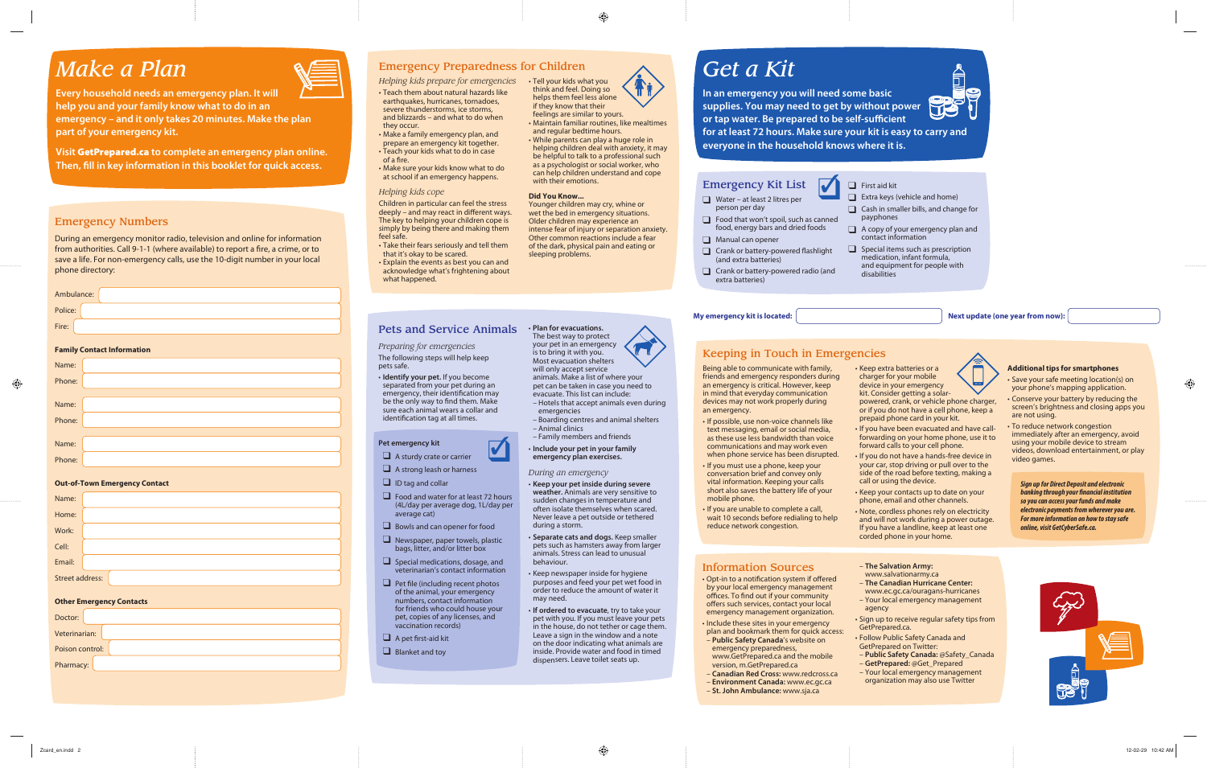# Make a Plan

**Every household needs an emergency plan. It will help you and your family know what to do in an emergency – and it only takes 20 minutes. Make the plan part of your emergency kit.**

**Visit GetPrepared.ca to complete an emergency plan online. Then, fill in key information in this booklet for quick access.**

## Emergency Numbers

During an emergency monitor radio, television and online for information from authorities. Call 9-1-1 (where available) to report a fire, a crime, or to save a life. For non-emergency calls, use the 10-digit number in your local phone directory:

Ambulance:

Police:

Fire:

**Family Contact Information**

Name:

Phone:

Name:

Phone:

Name:

Phone:

**Out-of-Town Emergency Contact**

Name:

Home:

Work:

Cell:

Email:

Street address:

**Other Emergency Contacts**

Doctor:

Veterinarian:

Poison control:

Pharmacy:

## Emergency Preparedness for Children

*Helping kids prepare for emergencies*

- Teach them about natural hazards like earthquakes, hurricanes, tornadoes, severe thunderstorms, ice storms, and blizzards – and what to do when they occur.
- Make a family emergency plan, and prepare an emergency kit together.
- Teach your kids what to do in case of a fire.
- Make sure your kids know what to do at school if an emergency happens.

*Helping kids cope*

Children in particular can feel the stress deeply – and may react in different ways. The key to helping your children cope is simply by being there and making them feel safe.

- Take their fears seriously and tell them that it's okay to be scared.
- Explain the events as best you can and acknowledge what's frightening about what happened.
- Tell your kids what you think and feel. Doing so helps them feel less alone if they know that their feelings are similar to yours.
- Maintain familiar routines, like mealtimes and regular bedtime hours.
- While parents can play a huge role in helping children deal with anxiety, it may be helpful to talk to a professional such as a psychologist or social worker, who can help children understand and cope with their emotions.

**Did You Know...**

Younger children may cry, whine or wet the bed in emergency situations. Older children may experience an intense fear of injury or separation anxiety. Other common reactions include a fear of the dark, physical pain and eating or sleeping problems.

## Pets and Service Animals

*Preparing for emergencies*

The following steps will help keep pets safe.

- **Identify your pet.** If you become separated from your pet during an emergency, their identification may be the only way to find them. Make sure each animal wears a collar and identification tag at all times.

**Pet emergency kit**

- ❑ A sturdy crate or carrier
- ❑ A strong leash or harness
- ❑ ID tag and collar
- ❑ Food and water for at least 72 hours (4L/day per average dog, 1L/day per average cat)
- ❑ Bowls and can opener for food
- ❑ Newspaper, paper towels, plastic bags, litter, and/or litter box
- ❑ Special medications, dosage, and veterinarian's contact information
- ❑ Pet file (including recent photos of the animal, your emergency numbers, contact information for friends who could house your pet, copies of any licenses, and vaccination records)
- ❑ A pet first-aid kit
- ❑ Blanket and toy

- **Plan for evacuations.** The best way to protect your pet in an emergency is to bring it with you. Most evacuation shelters will only accept service animals. Make a list of where your pet can be taken in case you need to evacuate. This list can include:
  - Hotels that accept animals even during emergencies
  - Boarding centres and animal shelters
  - Animal clinics
  - Family members and friends
- **Include your pet in your family emergency plan exercises.**

*During an emergency*

- **Keep your pet inside during severe weather.** Animals are very sensitive to sudden changes in temperature and often isolate themselves when scared. Never leave a pet outside or tethered during a storm.
- **Separate cats and dogs.** Keep smaller pets such as hamsters away from larger animals. Stress can lead to unusual behaviour.
- Keep newspaper inside for hygiene purposes and feed your pet wet food in order to reduce the amount of water it may need.
- **If ordered to evacuate**, try to take your pet with you. If you must leave your pets in the house, do not tether or cage them. Leave a sign in the window and a note on the door indicating what animals are inside. Provide water and food in timed dispensers. Leave toilet seats up.

# Get a Kit

**In an emergency you will need some basic supplies. You may need to get by without power or tap water. Be prepared to be self-sufficient for at least 72 hours. Make sure your kit is easy to carry and everyone in the household knows where it is.**

## Emergency Kit List

- ❑ Water – at least 2 litres per person per day
- ❑ Food that won't spoil, such as canned food, energy bars and dried foods
- ❑ Manual can opener
- ❑ Crank or battery-powered flashlight (and extra batteries)
- ❑ Crank or battery-powered radio (and extra batteries)
- ❑ First aid kit
- ❑ Extra keys (vehicle and home)
- ❑ Cash in smaller bills, and change for payphones
- ❑ A copy of your emergency plan and contact information
- ❑ Special items such as prescription medication, infant formula, and equipment for people with disabilities

**My emergency kit is located:** **Next update (one year from now):**

## Keeping in Touch in Emergencies

Being able to communicate with family, friends and emergency responders during an emergency is critical. However, keep in mind that everyday communication devices may not work properly during an emergency.

- If possible, use non-voice channels like text messaging, email or social media, as these use less bandwidth than voice communications and may work even when phone service has been disrupted.
- If you must use a phone, keep your conversation brief and convey only vital information. Keeping your calls short also saves the battery life of your mobile phone.
- If you are unable to complete a call, wait 10 seconds before redialing to help reduce network congestion.
- Keep extra batteries or a charger for your mobile device in your emergency kit. Consider getting a solar-powered, crank, or vehicle phone charger, or if you do not have a cell phone, keep a prepaid phone card in your kit.
- If you have been evacuated and have call-forwarding on your home phone, use it to forward calls to your cell phone.
- If you do not have a hands-free device in your car, stop driving or pull over to the side of the road before texting, making a call or using the device.
- Keep your contacts up to date on your phone, email and other channels.
- Note, cordless phones rely on electricity and will not work during a power outage. If you have a landline, keep at least one corded phone in your home.

**Additional tips for smartphones**

- Save your safe meeting location(s) on your phone's mapping application.
- Conserve your battery by reducing the screen's brightness and closing apps you are not using.
- To reduce network congestion immediately after an emergency, avoid using your mobile device to stream videos, download entertainment, or play video games.

***Sign up for Direct Deposit and electronic banking through your financial institution so you can access your funds and make electronic payments from wherever you are. For more information on how to stay safe online, visit GetCyberSafe.ca.***

## Information Sources

- Opt-in to a notification system if offered by your local emergency management offices. To find out if your community offers such services, contact your local emergency management organization.
- Include these sites in your emergency plan and bookmark them for quick access:
  - **Public Safety Canada**'s website on emergency preparedness, www.GetPrepared.ca and the mobile version, m.GetPrepared.ca
  - **Canadian Red Cross:** www.redcross.ca
  - **Environment Canada:** www.ec.gc.ca
  - **St. John Ambulance:** www.sja.ca
  - **The Salvation Army:** www.salvationarmy.ca
  - **The Canadian Hurricane Center:** www.ec.gc.ca/ouragans-hurricanes
  - Your local emergency management agency
- Sign up to receive regular safety tips from GetPrepared.ca.
- Follow Public Safety Canada and GetPrepared on Twitter:
  - **Public Safety Canada:** @Safety_Canada
  - **GetPrepared:** @Get_Prepared
  - Your local emergency management organization may also use Twitter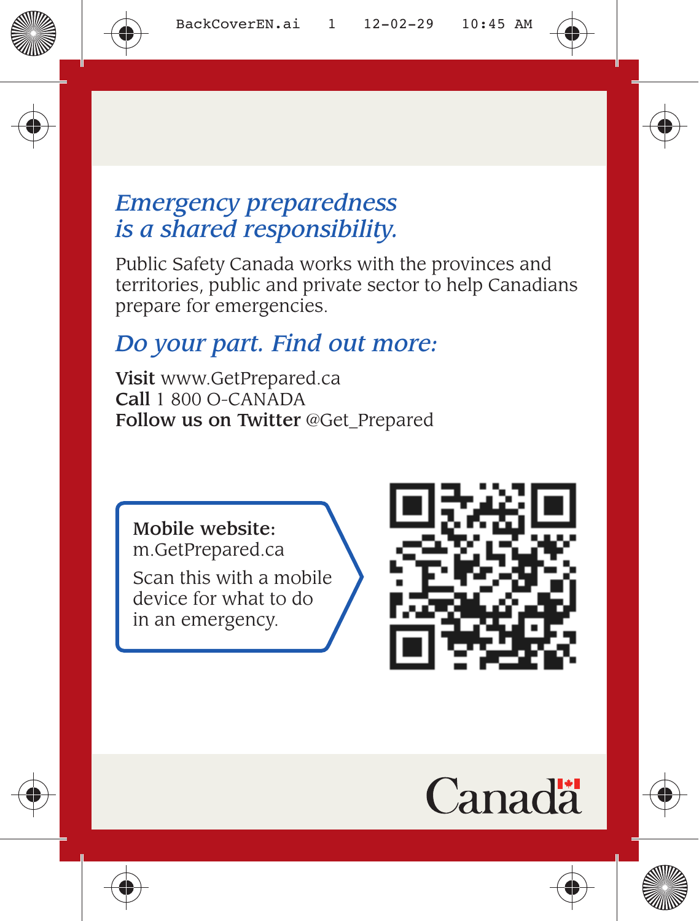*Emergency preparedness is a shared responsibility.*

Public Safety Canada works with the provinces and territories, public and private sector to help Canadians prepare for emergencies.

*Do your part. Find out more:*

**Visit** www.GetPrepared.ca
**Call** 1 800 O-CANADA
**Follow us on Twitter** @Get_Prepared

**Mobile website:**
m.GetPrepared.ca

Scan this with a mobile device for what to do in an emergency.

Canada